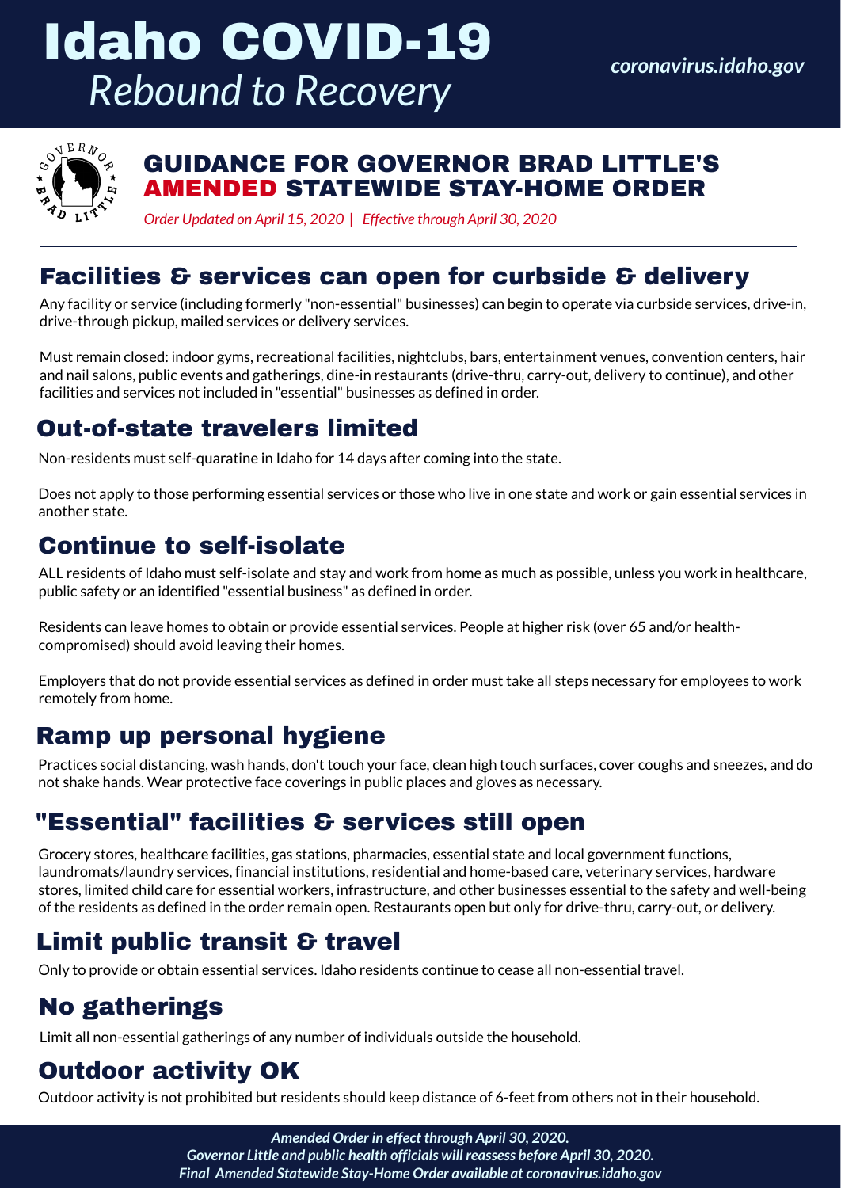# Idaho COVID-19

*Rebound to Recovery*

*coronavirus.idaho.gov*

## GUIDANCE FOR GOVERNOR BRAD LITTLE'S AMENDED STATEWIDE STAY-HOME ORDER

*Order Updated on April 15, 2020 | Effective through April 30, 2020*

## Facilities & services can open for curbside & delivery

Any facility or service (including formerly "non-essential" businesses) can begin to operate via curbside services, drive-in, drive-through pickup, mailed services or delivery services.

Must remain closed: indoor gyms, recreational facilities, nightclubs, bars, entertainment venues, convention centers, hair and nail salons, public events and gatherings, dine-in restaurants (drive-thru, carry-out, delivery to continue), and other facilities and services not included in "essential" businesses as defined in order.

## Out-of-state travelers limited

Non-residents must self-quaratine in Idaho for 14 days after coming into the state.

Does not apply to those performing essential services or those who live in one state and work or gain essential services in another state.

## Continue to self-isolate

ALL residents of Idaho must self-isolate and stay and work from home as much as possible, unless you work in healthcare, public safety or an identified "essential business" as defined in order.

Residents can leave homes to obtain or provide essential services. People at higher risk (over 65 and/or health-compromised) should avoid leaving their homes.

Employers that do not provide essential services as defined in order must take all steps necessary for employees to work remotely from home.

## Ramp up personal hygiene

Practices social distancing, wash hands, don't touch your face, clean high touch surfaces, cover coughs and sneezes, and do not shake hands. Wear protective face coverings in public places and gloves as necessary.

## "Essential" facilities & services still open

Grocery stores, healthcare facilities, gas stations, pharmacies, essential state and local government functions, laundromats/laundry services, financial institutions, residential and home-based care, veterinary services, hardware stores, limited child care for essential workers, infrastructure, and other businesses essential to the safety and well-being of the residents as defined in the order remain open. Restaurants open but only for drive-thru, carry-out, or delivery.

## Limit public transit & travel

Only to provide or obtain essential services. Idaho residents continue to cease all non-essential travel.

## No gatherings

Limit all non-essential gatherings of any number of individuals outside the household.

## Outdoor activity OK

Outdoor activity is not prohibited but residents should keep distance of 6-feet from others not in their household.

*Amended Order in effect through April 30, 2020.*
*Governor Little and public health officials will reassess before April 30, 2020.*
*Final Amended Statewide Stay-Home Order available at coronavirus.idaho.gov*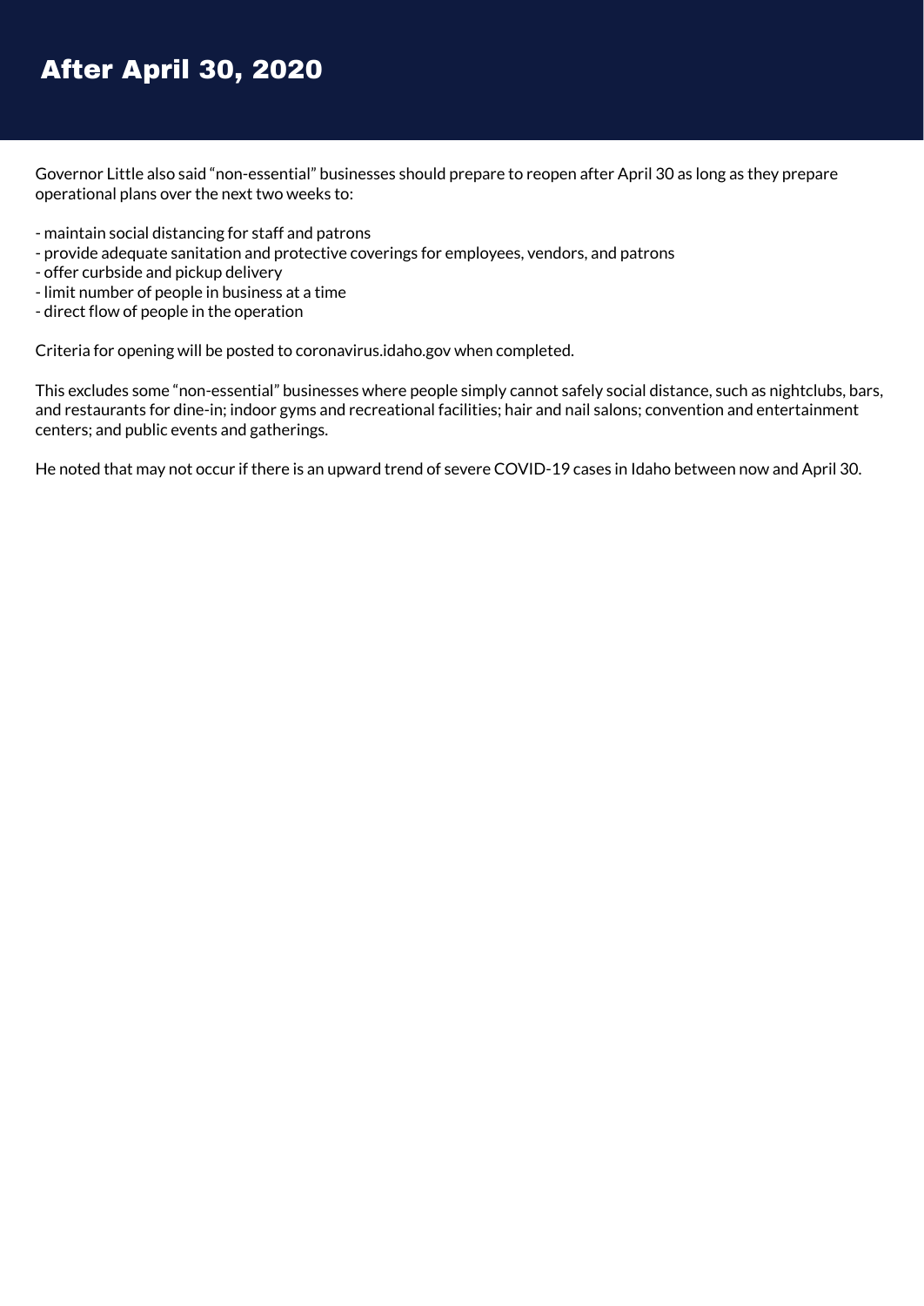# After April 30, 2020

Governor Little also said "non-essential" businesses should prepare to reopen after April 30 as long as they prepare operational plans over the next two weeks to:

- maintain social distancing for staff and patrons
- provide adequate sanitation and protective coverings for employees, vendors, and patrons
- offer curbside and pickup delivery
- limit number of people in business at a time
- direct flow of people in the operation

Criteria for opening will be posted to coronavirus.idaho.gov when completed.

This excludes some "non-essential" businesses where people simply cannot safely social distance, such as nightclubs, bars, and restaurants for dine-in; indoor gyms and recreational facilities; hair and nail salons; convention and entertainment centers; and public events and gatherings.

He noted that may not occur if there is an upward trend of severe COVID-19 cases in Idaho between now and April 30.